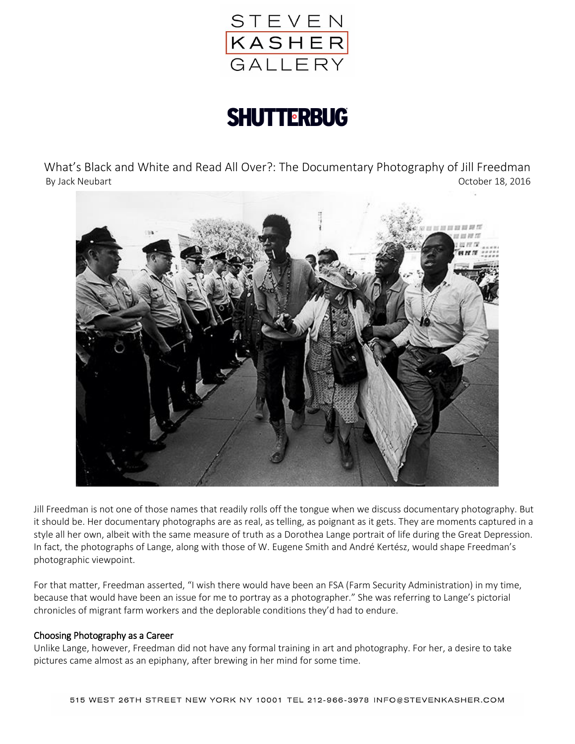STEVEN KASHER GALLERY

SHUTTERBUG

# What's Black and White and Read All Over?: The Documentary Photography of Jill Freedman

By Jack Neubart

October 18, 2016

Jill Freedman is not one of those names that readily rolls off the tongue when we discuss documentary photography. But it should be. Her documentary photographs are as real, as telling, as poignant as it gets. They are moments captured in a style all her own, albeit with the same measure of truth as a Dorothea Lange portrait of life during the Great Depression. In fact, the photographs of Lange, along with those of W. Eugene Smith and André Kertész, would shape Freedman's photographic viewpoint.

For that matter, Freedman asserted, "I wish there would have been an FSA (Farm Security Administration) in my time, because that would have been an issue for me to portray as a photographer." She was referring to Lange's pictorial chronicles of migrant farm workers and the deplorable conditions they'd had to endure.

## Choosing Photography as a Career

Unlike Lange, however, Freedman did not have any formal training in art and photography. For her, a desire to take pictures came almost as an epiphany, after brewing in her mind for some time.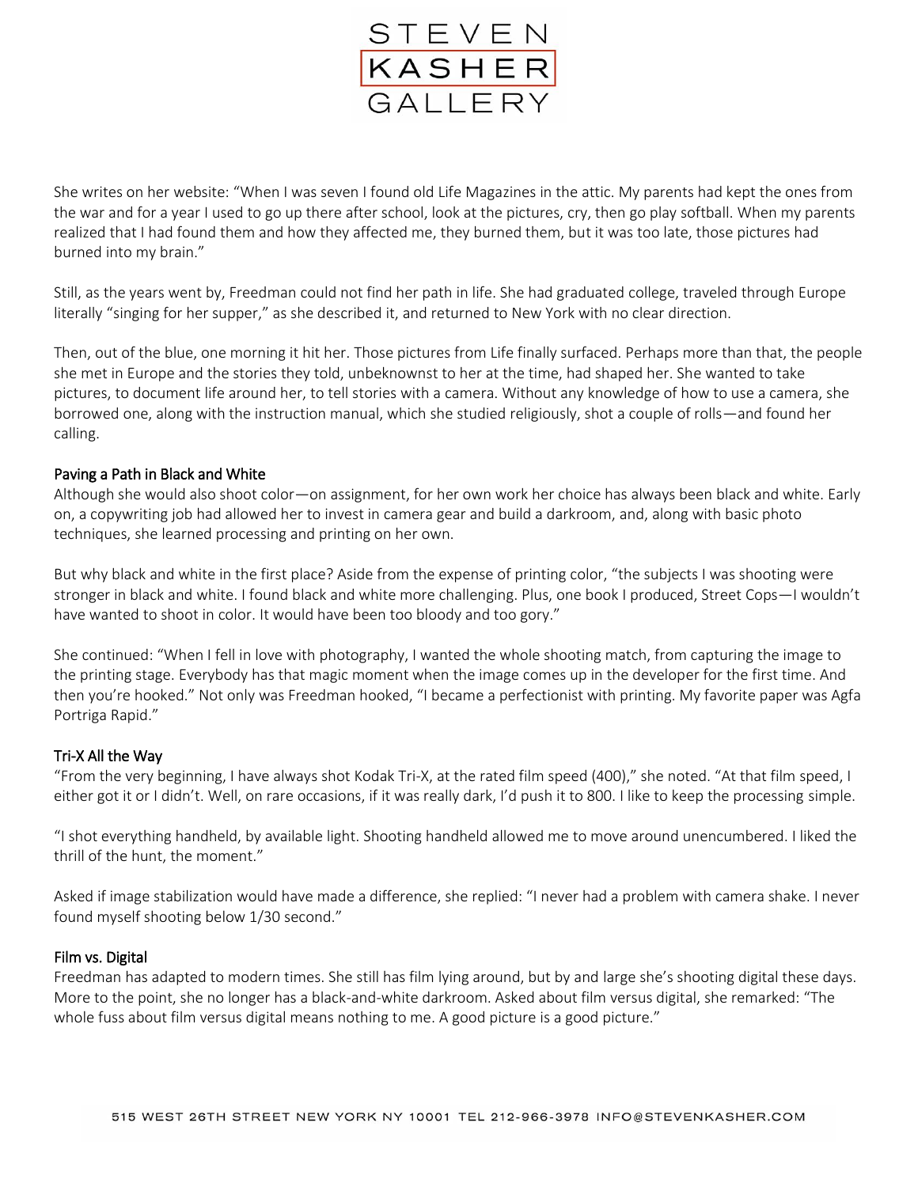She writes on her website: "When I was seven I found old Life Magazines in the attic. My parents had kept the ones from the war and for a year I used to go up there after school, look at the pictures, cry, then go play softball. When my parents realized that I had found them and how they affected me, they burned them, but it was too late, those pictures had burned into my brain."

Still, as the years went by, Freedman could not find her path in life. She had graduated college, traveled through Europe literally "singing for her supper," as she described it, and returned to New York with no clear direction.

Then, out of the blue, one morning it hit her. Those pictures from Life finally surfaced. Perhaps more than that, the people she met in Europe and the stories they told, unbeknownst to her at the time, had shaped her. She wanted to take pictures, to document life around her, to tell stories with a camera. Without any knowledge of how to use a camera, she borrowed one, along with the instruction manual, which she studied religiously, shot a couple of rolls—and found her calling.

### Paving a Path in Black and White

Although she would also shoot color—on assignment, for her own work her choice has always been black and white. Early on, a copywriting job had allowed her to invest in camera gear and build a darkroom, and, along with basic photo techniques, she learned processing and printing on her own.

But why black and white in the first place? Aside from the expense of printing color, "the subjects I was shooting were stronger in black and white. I found black and white more challenging. Plus, one book I produced, Street Cops—I wouldn't have wanted to shoot in color. It would have been too bloody and too gory."

She continued: "When I fell in love with photography, I wanted the whole shooting match, from capturing the image to the printing stage. Everybody has that magic moment when the image comes up in the developer for the first time. And then you're hooked." Not only was Freedman hooked, "I became a perfectionist with printing. My favorite paper was Agfa Portriga Rapid."

### Tri-X All the Way

"From the very beginning, I have always shot Kodak Tri-X, at the rated film speed (400)," she noted. "At that film speed, I either got it or I didn't. Well, on rare occasions, if it was really dark, I'd push it to 800. I like to keep the processing simple.

"I shot everything handheld, by available light. Shooting handheld allowed me to move around unencumbered. I liked the thrill of the hunt, the moment."

Asked if image stabilization would have made a difference, she replied: "I never had a problem with camera shake. I never found myself shooting below 1/30 second."

### Film vs. Digital

Freedman has adapted to modern times. She still has film lying around, but by and large she's shooting digital these days. More to the point, she no longer has a black-and-white darkroom. Asked about film versus digital, she remarked: "The whole fuss about film versus digital means nothing to me. A good picture is a good picture."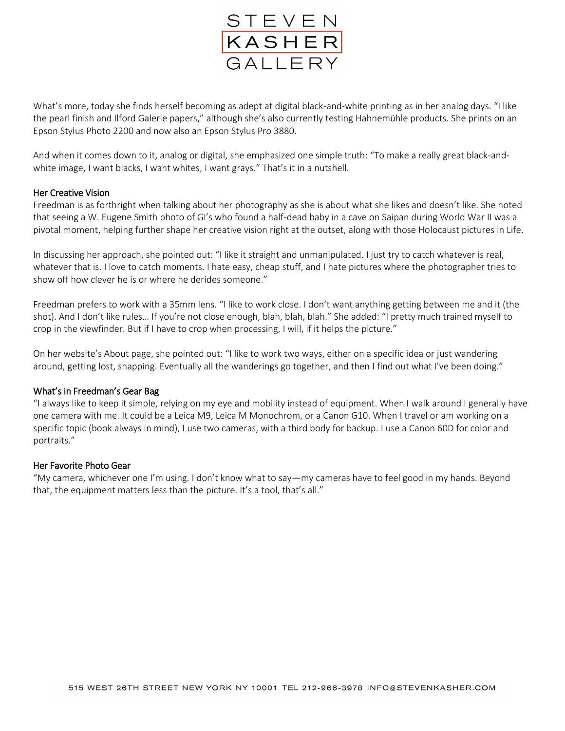What's more, today she finds herself becoming as adept at digital black-and-white printing as in her analog days. "I like the pearl finish and Ilford Galerie papers," although she's also currently testing Hahnemühle products. She prints on an Epson Stylus Photo 2200 and now also an Epson Stylus Pro 3880.

And when it comes down to it, analog or digital, she emphasized one simple truth: "To make a really great black-and-white image, I want blacks, I want whites, I want grays." That's it in a nutshell.

## Her Creative Vision

Freedman is as forthright when talking about her photography as she is about what she likes and doesn't like. She noted that seeing a W. Eugene Smith photo of GI's who found a half-dead baby in a cave on Saipan during World War II was a pivotal moment, helping further shape her creative vision right at the outset, along with those Holocaust pictures in Life.

In discussing her approach, she pointed out: "I like it straight and unmanipulated. I just try to catch whatever is real, whatever that is. I love to catch moments. I hate easy, cheap stuff, and I hate pictures where the photographer tries to show off how clever he is or where he derides someone."

Freedman prefers to work with a 35mm lens. "I like to work close. I don't want anything getting between me and it (the shot). And I don't like rules… If you're not close enough, blah, blah, blah." She added: "I pretty much trained myself to crop in the viewfinder. But if I have to crop when processing, I will, if it helps the picture."

On her website's About page, she pointed out: "I like to work two ways, either on a specific idea or just wandering around, getting lost, snapping. Eventually all the wanderings go together, and then I find out what I've been doing."

## What's in Freedman's Gear Bag

"I always like to keep it simple, relying on my eye and mobility instead of equipment. When I walk around I generally have one camera with me. It could be a Leica M9, Leica M Monochrom, or a Canon G10. When I travel or am working on a specific topic (book always in mind), I use two cameras, with a third body for backup. I use a Canon 60D for color and portraits."

## Her Favorite Photo Gear

"My camera, whichever one I'm using. I don't know what to say—my cameras have to feel good in my hands. Beyond that, the equipment matters less than the picture. It's a tool, that's all."